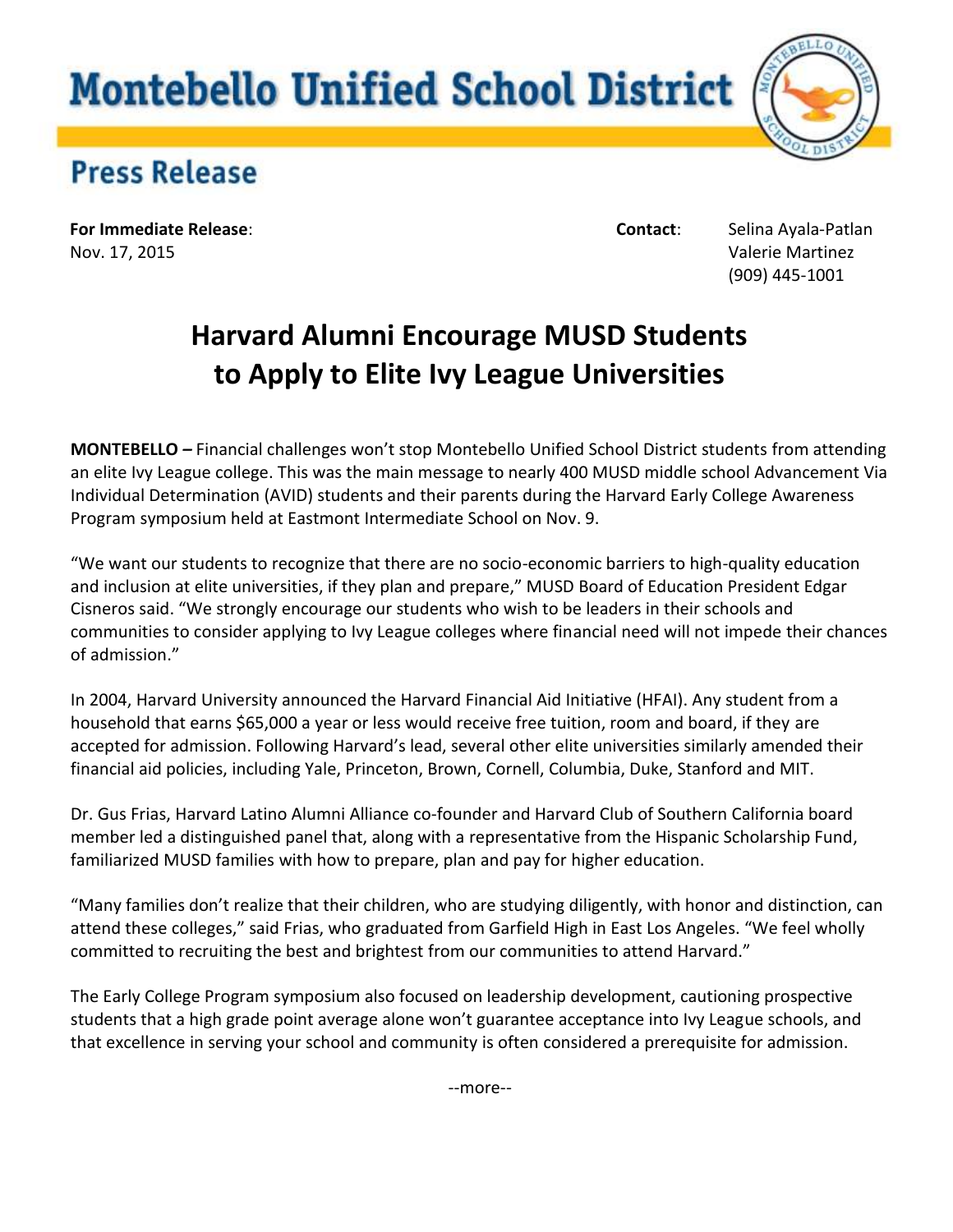# Montebello Unified School District

## Press Release

**For Immediate Release**:
Nov. 17, 2015

**Contact**: Selina Ayala-Patlan
Valerie Martinez
(909) 445-1001

# Harvard Alumni Encourage MUSD Students to Apply to Elite Ivy League Universities

**MONTEBELLO –** Financial challenges won't stop Montebello Unified School District students from attending an elite Ivy League college. This was the main message to nearly 400 MUSD middle school Advancement Via Individual Determination (AVID) students and their parents during the Harvard Early College Awareness Program symposium held at Eastmont Intermediate School on Nov. 9.

"We want our students to recognize that there are no socio-economic barriers to high-quality education and inclusion at elite universities, if they plan and prepare," MUSD Board of Education President Edgar Cisneros said. "We strongly encourage our students who wish to be leaders in their schools and communities to consider applying to Ivy League colleges where financial need will not impede their chances of admission."

In 2004, Harvard University announced the Harvard Financial Aid Initiative (HFAI). Any student from a household that earns $65,000 a year or less would receive free tuition, room and board, if they are accepted for admission. Following Harvard's lead, several other elite universities similarly amended their financial aid policies, including Yale, Princeton, Brown, Cornell, Columbia, Duke, Stanford and MIT.

Dr. Gus Frias, Harvard Latino Alumni Alliance co-founder and Harvard Club of Southern California board member led a distinguished panel that, along with a representative from the Hispanic Scholarship Fund, familiarized MUSD families with how to prepare, plan and pay for higher education.

"Many families don't realize that their children, who are studying diligently, with honor and distinction, can attend these colleges," said Frias, who graduated from Garfield High in East Los Angeles. "We feel wholly committed to recruiting the best and brightest from our communities to attend Harvard."

The Early College Program symposium also focused on leadership development, cautioning prospective students that a high grade point average alone won't guarantee acceptance into Ivy League schools, and that excellence in serving your school and community is often considered a prerequisite for admission.

--more--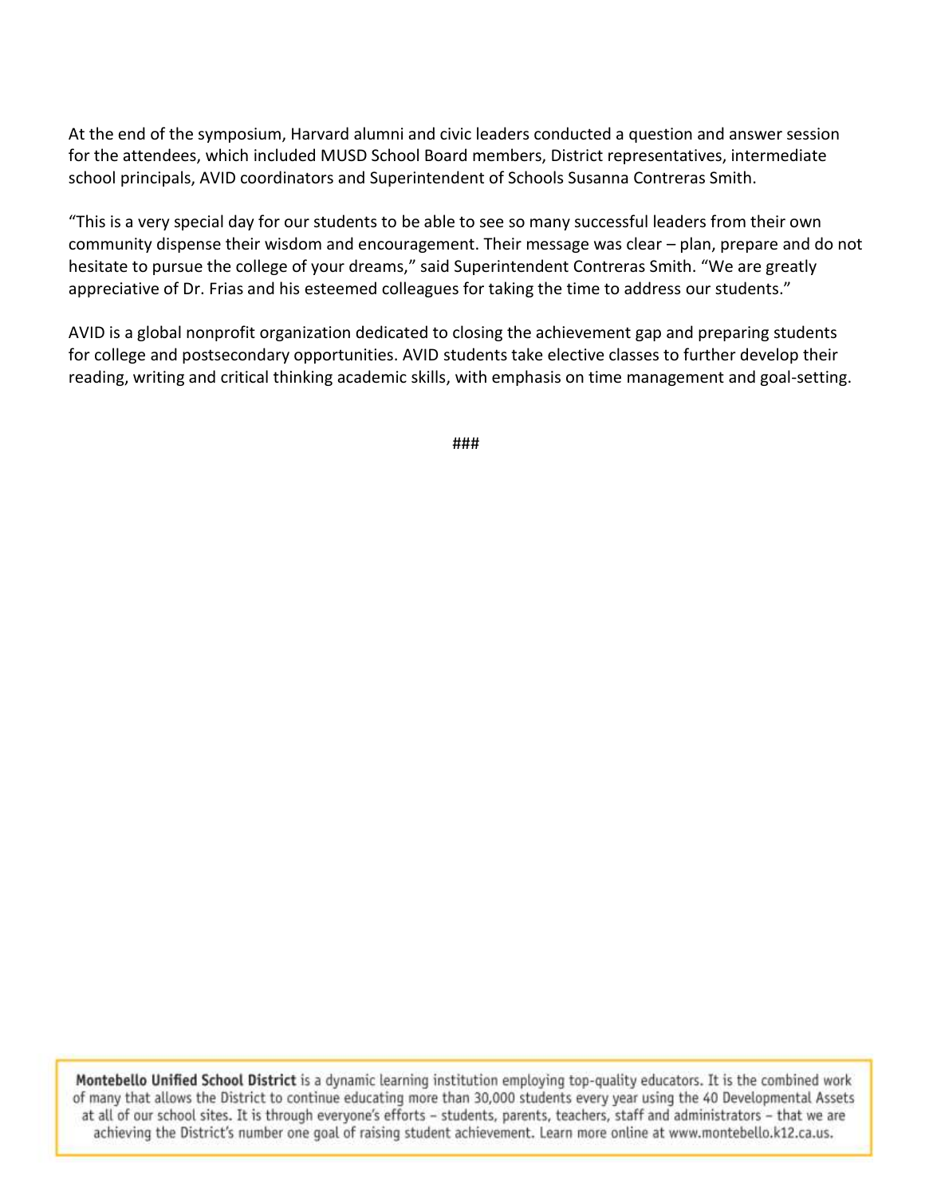At the end of the symposium, Harvard alumni and civic leaders conducted a question and answer session for the attendees, which included MUSD School Board members, District representatives, intermediate school principals, AVID coordinators and Superintendent of Schools Susanna Contreras Smith.

"This is a very special day for our students to be able to see so many successful leaders from their own community dispense their wisdom and encouragement. Their message was clear – plan, prepare and do not hesitate to pursue the college of your dreams," said Superintendent Contreras Smith. "We are greatly appreciative of Dr. Frias and his esteemed colleagues for taking the time to address our students."

AVID is a global nonprofit organization dedicated to closing the achievement gap and preparing students for college and postsecondary opportunities. AVID students take elective classes to further develop their reading, writing and critical thinking academic skills, with emphasis on time management and goal-setting.

###

**Montebello Unified School District** is a dynamic learning institution employing top-quality educators. It is the combined work of many that allows the District to continue educating more than 30,000 students every year using the 40 Developmental Assets at all of our school sites. It is through everyone's efforts – students, parents, teachers, staff and administrators – that we are achieving the District's number one goal of raising student achievement. Learn more online at www.montebello.k12.ca.us.